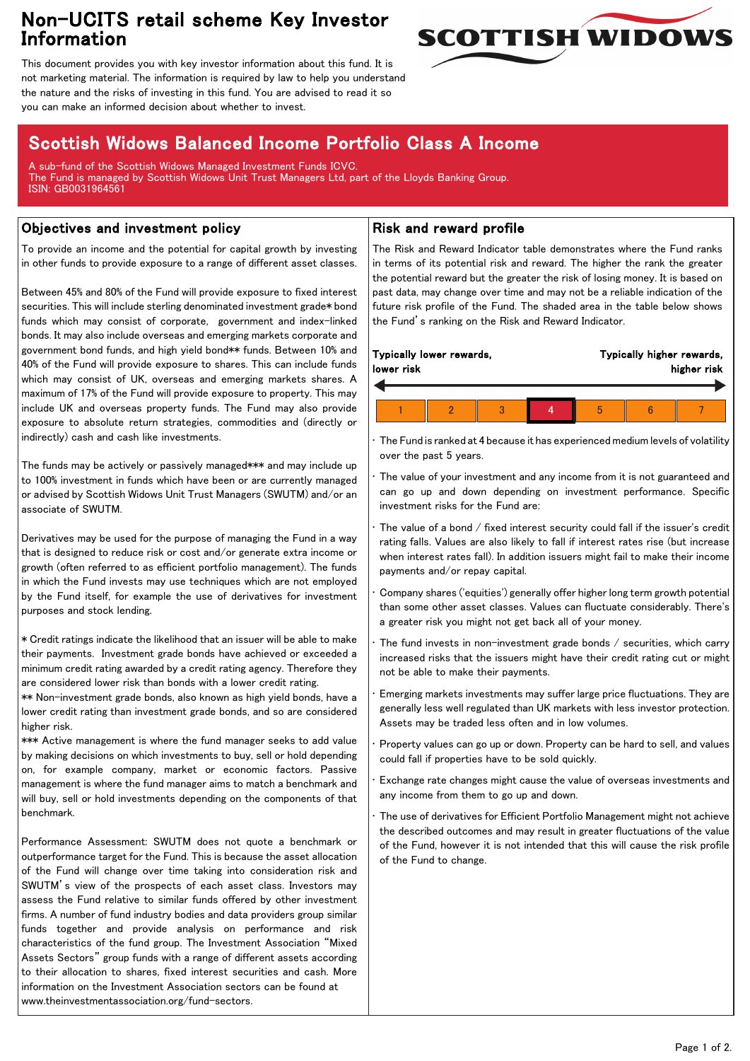# Non-UCITS retail scheme Key Investor Information

This document provides you with key investor information about this fund. It is not marketing material. The information is required by law to help you understand the nature and the risks of investing in this fund. You are advised to read it so you can make an informed decision about whether to invest.

## Scottish Widows Balanced Income Portfolio Class A Income

A sub-fund of the Scottish Widows Managed Investment Funds ICVC.
The Fund is managed by Scottish Widows Unit Trust Managers Ltd, part of the Lloyds Banking Group.
ISIN: GB0031964561

### Objectives and investment policy

To provide an income and the potential for capital growth by investing in other funds to provide exposure to a range of different asset classes.

Between 45% and 80% of the Fund will provide exposure to fixed interest securities. This will include sterling denominated investment grade* bond funds which may consist of corporate, government and index-linked bonds. It may also include overseas and emerging markets corporate and government bond funds, and high yield bond** funds. Between 10% and 40% of the Fund will provide exposure to shares. This can include funds which may consist of UK, overseas and emerging markets shares. A maximum of 17% of the Fund will provide exposure to property. This may include UK and overseas property funds. The Fund may also provide exposure to absolute return strategies, commodities and (directly or indirectly) cash and cash like investments.

The funds may be actively or passively managed*** and may include up to 100% investment in funds which have been or are currently managed or advised by Scottish Widows Unit Trust Managers (SWUTM) and/or an associate of SWUTM.

Derivatives may be used for the purpose of managing the Fund in a way that is designed to reduce risk or cost and/or generate extra income or growth (often referred to as efficient portfolio management). The funds in which the Fund invests may use techniques which are not employed by the Fund itself, for example the use of derivatives for investment purposes and stock lending.

* Credit ratings indicate the likelihood that an issuer will be able to make their payments. Investment grade bonds have achieved or exceeded a minimum credit rating awarded by a credit rating agency. Therefore they are considered lower risk than bonds with a lower credit rating.
** Non-investment grade bonds, also known as high yield bonds, have a lower credit rating than investment grade bonds, and so are considered higher risk.
*** Active management is where the fund manager seeks to add value by making decisions on which investments to buy, sell or hold depending on, for example company, market or economic factors. Passive management is where the fund manager aims to match a benchmark and will buy, sell or hold investments depending on the components of that benchmark.

Performance Assessment: SWUTM does not quote a benchmark or outperformance target for the Fund. This is because the asset allocation of the Fund will change over time taking into consideration risk and SWUTM's view of the prospects of each asset class. Investors may assess the Fund relative to similar funds offered by other investment firms. A number of fund industry bodies and data providers group similar funds together and provide analysis on performance and risk characteristics of the fund group. The Investment Association "Mixed Assets Sectors" group funds with a range of different assets according to their allocation to shares, fixed interest securities and cash. More information on the Investment Association sectors can be found at www.theinvestmentassociation.org/fund-sectors.

### Risk and reward profile

The Risk and Reward Indicator table demonstrates where the Fund ranks in terms of its potential risk and reward. The higher the rank the greater the potential reward but the greater the risk of losing money. It is based on past data, may change over time and may not be a reliable indication of the future risk profile of the Fund. The shaded area in the table below shows the Fund's ranking on the Risk and Reward Indicator.

**Typically lower rewards, lower risk** ← → **Typically higher rewards, higher risk**

| 1 | 2 | 3 | **4** | 5 | 6 | 7 |
|---|---|---|---|---|---|---|

- The Fund is ranked at 4 because it has experienced medium levels of volatility over the past 5 years.
- The value of your investment and any income from it is not guaranteed and can go up and down depending on investment performance. Specific investment risks for the Fund are:
- The value of a bond / fixed interest security could fall if the issuer's credit rating falls. Values are also likely to fall if interest rates rise (but increase when interest rates fall). In addition issuers might fail to make their income payments and/or repay capital.
- Company shares ('equities') generally offer higher long term growth potential than some other asset classes. Values can fluctuate considerably. There's a greater risk you might not get back all of your money.
- The fund invests in non-investment grade bonds / securities, which carry increased risks that the issuers might have their credit rating cut or might not be able to make their payments.
- Emerging markets investments may suffer large price fluctuations. They are generally less well regulated than UK markets with less investor protection. Assets may be traded less often and in low volumes.
- Property values can go up or down. Property can be hard to sell, and values could fall if properties have to be sold quickly.
- Exchange rate changes might cause the value of overseas investments and any income from them to go up and down.
- The use of derivatives for Efficient Portfolio Management might not achieve the described outcomes and may result in greater fluctuations of the value of the Fund, however it is not intended that this will cause the risk profile of the Fund to change.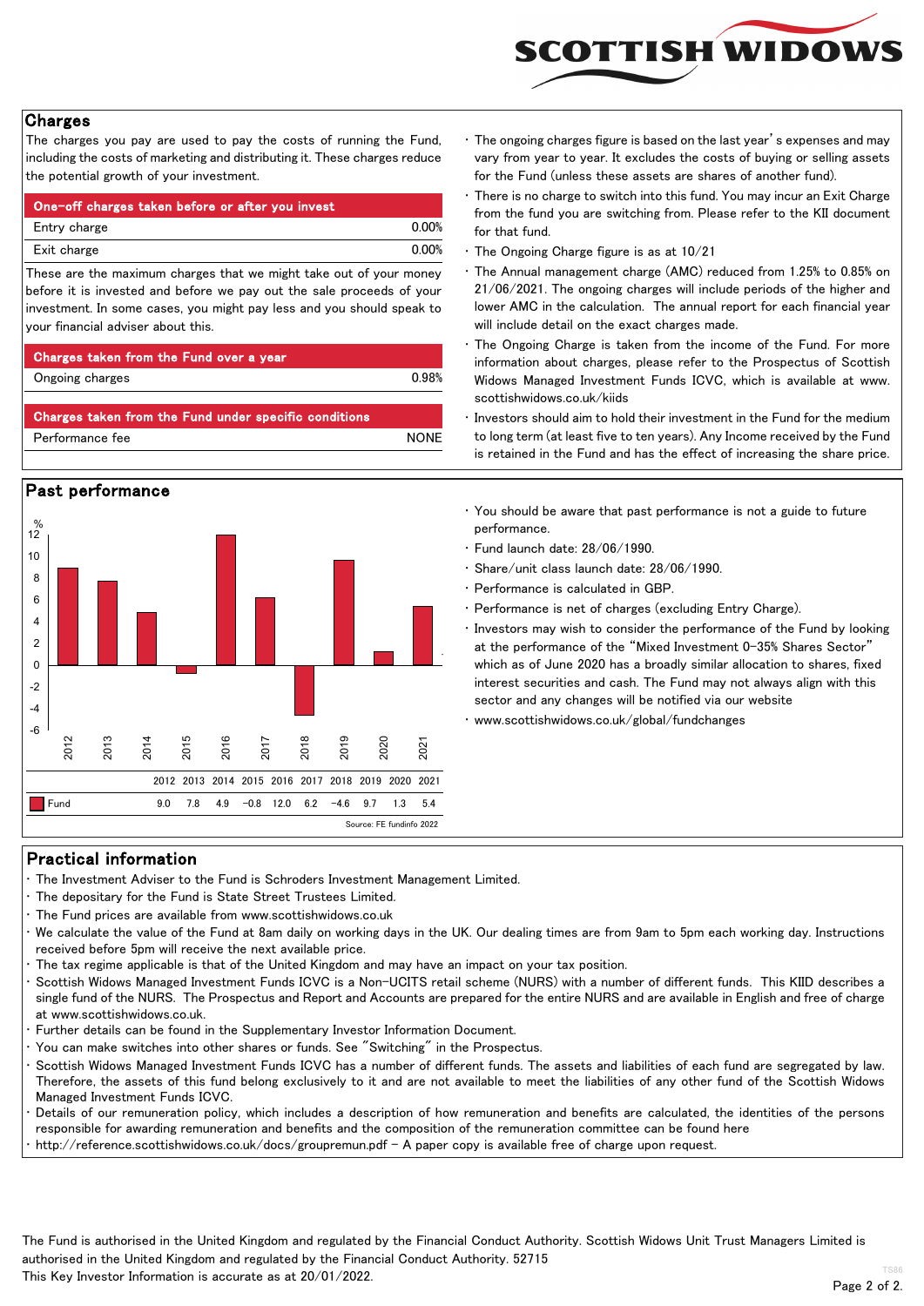## Charges

The charges you pay are used to pay the costs of running the Fund, including the costs of marketing and distributing it. These charges reduce the potential growth of your investment.

| One-off charges taken before or after you invest | |
|---|---|
| Entry charge | 0.00% |
| Exit charge | 0.00% |

These are the maximum charges that we might take out of your money before it is invested and before we pay out the sale proceeds of your investment. In some cases, you might pay less and you should speak to your financial adviser about this.

| Charges taken from the Fund over a year | |
|---|---|
| Ongoing charges | 0.98% |

| Charges taken from the Fund under specific conditions | |
|---|---|
| Performance fee | NONE |

- The ongoing charges figure is based on the last year's expenses and may vary from year to year. It excludes the costs of buying or selling assets for the Fund (unless these assets are shares of another fund).
- There is no charge to switch into this fund. You may incur an Exit Charge from the fund you are switching from. Please refer to the KII document for that fund.
- The Ongoing Charge figure is as at 10/21
- The Annual management charge (AMC) reduced from 1.25% to 0.85% on 21/06/2021. The ongoing charges will include periods of the higher and lower AMC in the calculation. The annual report for each financial year will include detail on the exact charges made.
- The Ongoing Charge is taken from the income of the Fund. For more information about charges, please refer to the Prospectus of Scottish Widows Managed Investment Funds ICVC, which is available at www.scottishwidows.co.uk/kiids
- Investors should aim to hold their investment in the Fund for the medium to long term (at least five to ten years). Any Income received by the Fund is retained in the Fund and has the effect of increasing the share price.

## Past performance

%
12
10
8
6
4
2
0
-2
-4
-6

2012 2013 2014 2015 2016 2017 2018 2019 2020 2021

Fund 9.0 7.8 4.9 −0.8 12.0 6.2 −4.6 9.7 1.3 5.4

Source: FE fundinfo 2022

- You should be aware that past performance is not a guide to future performance.
- Fund launch date: 28/06/1990.
- Share/unit class launch date: 28/06/1990.
- Performance is calculated in GBP.
- Performance is net of charges (excluding Entry Charge).
- Investors may wish to consider the performance of the Fund by looking at the performance of the "Mixed Investment 0-35% Shares Sector" which as of June 2020 has a broadly similar allocation to shares, fixed interest securities and cash. The Fund may not always align with this sector and any changes will be notified via our website
- www.scottishwidows.co.uk/global/fundchanges

## Practical information

- The Investment Adviser to the Fund is Schroders Investment Management Limited.
- The depositary for the Fund is State Street Trustees Limited.
- The Fund prices are available from www.scottishwidows.co.uk
- We calculate the value of the Fund at 8am daily on working days in the UK. Our dealing times are from 9am to 5pm each working day. Instructions received before 5pm will receive the next available price.
- The tax regime applicable is that of the United Kingdom and may have an impact on your tax position.
- Scottish Widows Managed Investment Funds ICVC is a Non-UCITS retail scheme (NURS) with a number of different funds. This KIID describes a single fund of the NURS. The Prospectus and Report and Accounts are prepared for the entire NURS and are available in English and free of charge at www.scottishwidows.co.uk.
- Further details can be found in the Supplementary Investor Information Document.
- You can make switches into other shares or funds. See "Switching" in the Prospectus.
- Scottish Widows Managed Investment Funds ICVC has a number of different funds. The assets and liabilities of each fund are segregated by law. Therefore, the assets of this fund belong exclusively to it and are not available to meet the liabilities of any other fund of the Scottish Widows Managed Investment Funds ICVC.
- Details of our remuneration policy, which includes a description of how remuneration and benefits are calculated, the identities of the persons responsible for awarding remuneration and benefits and the composition of the remuneration committee can be found here
- http://reference.scottishwidows.co.uk/docs/grouprenum.pdf – A paper copy is available free of charge upon request.

The Fund is authorised in the United Kingdom and regulated by the Financial Conduct Authority. Scottish Widows Unit Trust Managers Limited is authorised in the United Kingdom and regulated by the Financial Conduct Authority. 52715
This Key Investor Information is accurate as at 20/01/2022.